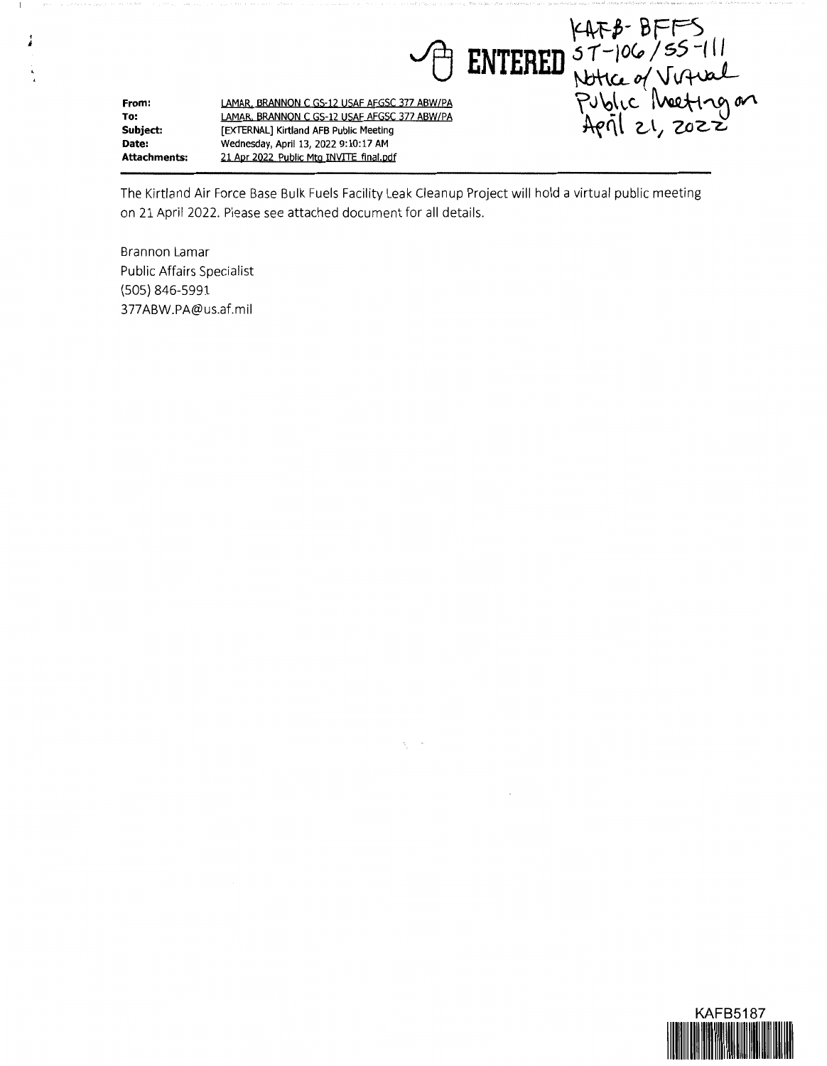ENTERED KAFB-BFFS ST-106/SS-111 Notice of Virtual Public Meeting on April 21, 2022

**From:** LAMAR, BRANNON C GS-12 USAF AFGSC 377 ABW/PA
**To:** LAMAR, BRANNON C GS-12 USAF AFGSC 377 ABW/PA
**Subject:** [EXTERNAL] Kirtland AFB Public Meeting
**Date:** Wednesday, April 13, 2022 9:10:17 AM
**Attachments:** 21 Apr 2022 Public Mtg INVITE final.pdf

The Kirtland Air Force Base Bulk Fuels Facility Leak Cleanup Project will hold a virtual public meeting on 21 April 2022. Please see attached document for all details.

Brannon Lamar
Public Affairs Specialist
(505) 846-5991
377ABW.PA@us.af.mil

KAFB5187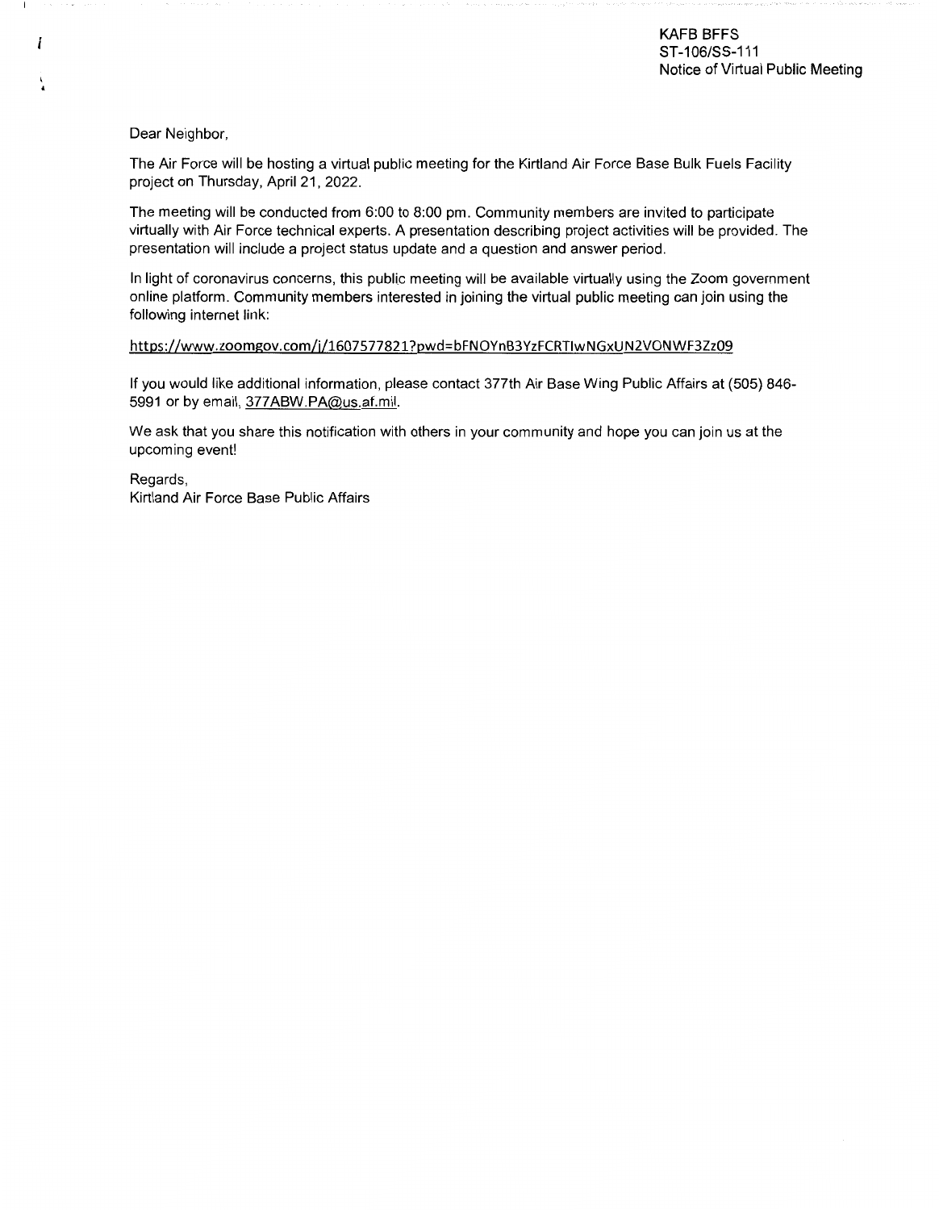KAFB BFFS
ST-106/SS-111
Notice of Virtual Public Meeting

Dear Neighbor,

The Air Force will be hosting a virtual public meeting for the Kirtland Air Force Base Bulk Fuels Facility project on Thursday, April 21, 2022.

The meeting will be conducted from 6:00 to 8:00 pm. Community members are invited to participate virtually with Air Force technical experts. A presentation describing project activities will be provided. The presentation will include a project status update and a question and answer period.

In light of coronavirus concerns, this public meeting will be available virtually using the Zoom government online platform. Community members interested in joining the virtual public meeting can join using the following internet link:

https://www.zoomgov.com/j/1607577821?pwd=bFNOYnB3YzFCRTIwNGxUN2VONWF3Zz09

If you would like additional information, please contact 377th Air Base Wing Public Affairs at (505) 846-5991 or by email, 377ABW.PA@us.af.mil.

We ask that you share this notification with others in your community and hope you can join us at the upcoming event!

Regards,
Kirtland Air Force Base Public Affairs